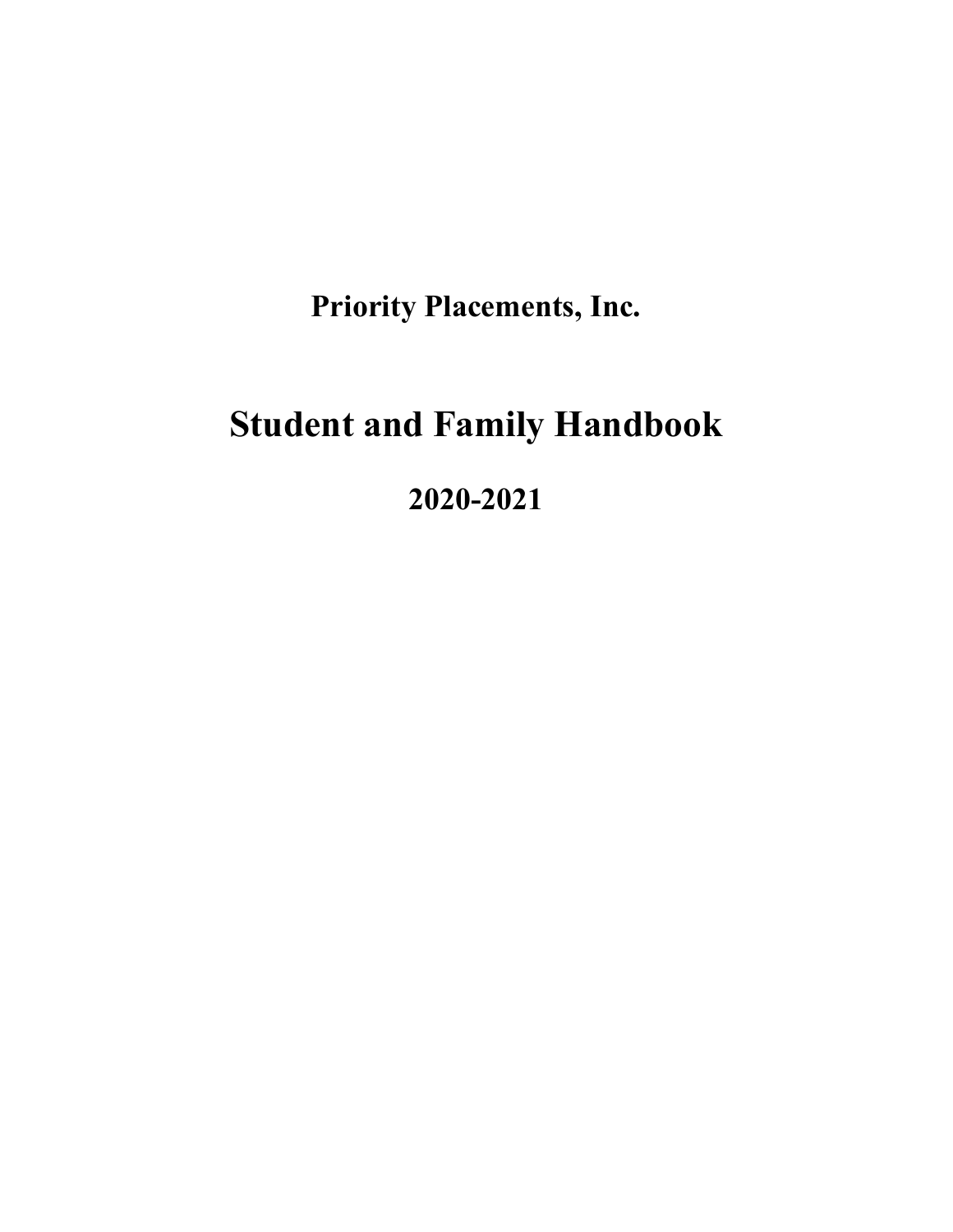**Priority Placements, Inc.**

# Student and Family Handbook

## 2020-2021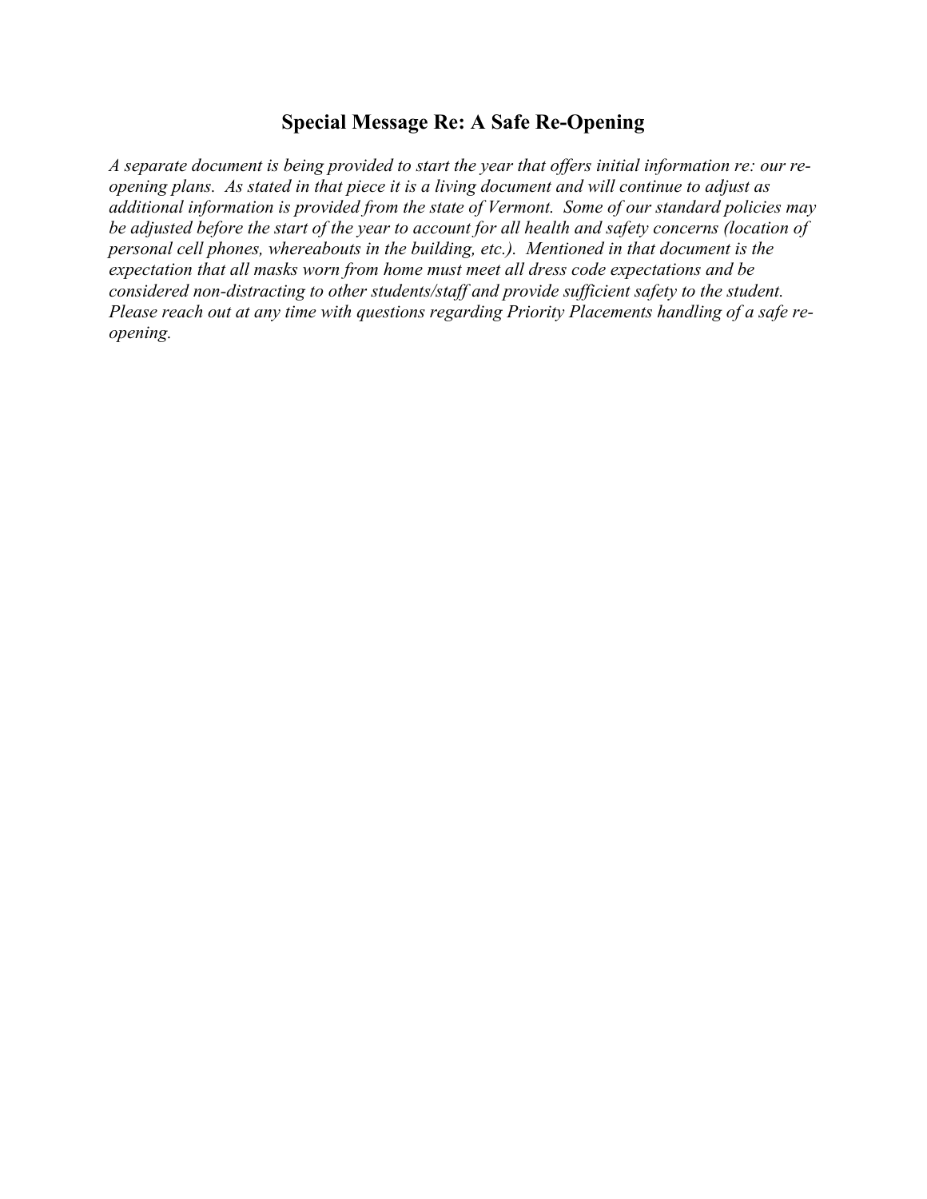## Special Message Re: A Safe Re-Opening

*A separate document is being provided to start the year that offers initial information re: our re-opening plans. As stated in that piece it is a living document and will continue to adjust as additional information is provided from the state of Vermont. Some of our standard policies may be adjusted before the start of the year to account for all health and safety concerns (location of personal cell phones, whereabouts in the building, etc.). Mentioned in that document is the expectation that all masks worn from home must meet all dress code expectations and be considered non-distracting to other students/staff and provide sufficient safety to the student. Please reach out at any time with questions regarding Priority Placements handling of a safe re-opening.*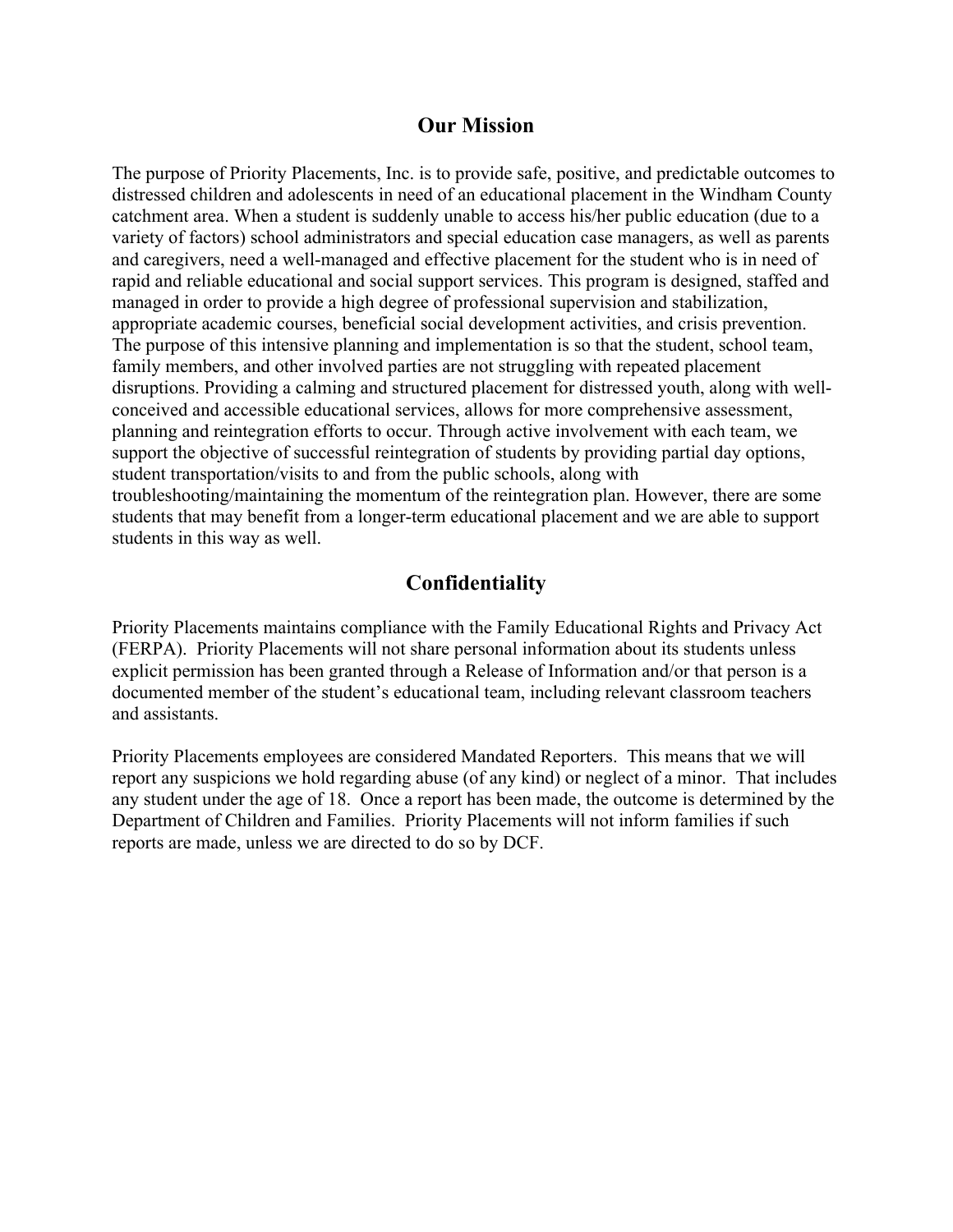## Our Mission

The purpose of Priority Placements, Inc. is to provide safe, positive, and predictable outcomes to distressed children and adolescents in need of an educational placement in the Windham County catchment area. When a student is suddenly unable to access his/her public education (due to a variety of factors) school administrators and special education case managers, as well as parents and caregivers, need a well-managed and effective placement for the student who is in need of rapid and reliable educational and social support services. This program is designed, staffed and managed in order to provide a high degree of professional supervision and stabilization, appropriate academic courses, beneficial social development activities, and crisis prevention. The purpose of this intensive planning and implementation is so that the student, school team, family members, and other involved parties are not struggling with repeated placement disruptions. Providing a calming and structured placement for distressed youth, along with well-conceived and accessible educational services, allows for more comprehensive assessment, planning and reintegration efforts to occur. Through active involvement with each team, we support the objective of successful reintegration of students by providing partial day options, student transportation/visits to and from the public schools, along with troubleshooting/maintaining the momentum of the reintegration plan. However, there are some students that may benefit from a longer-term educational placement and we are able to support students in this way as well.

## Confidentiality

Priority Placements maintains compliance with the Family Educational Rights and Privacy Act (FERPA). Priority Placements will not share personal information about its students unless explicit permission has been granted through a Release of Information and/or that person is a documented member of the student's educational team, including relevant classroom teachers and assistants.

Priority Placements employees are considered Mandated Reporters. This means that we will report any suspicions we hold regarding abuse (of any kind) or neglect of a minor. That includes any student under the age of 18. Once a report has been made, the outcome is determined by the Department of Children and Families. Priority Placements will not inform families if such reports are made, unless we are directed to do so by DCF.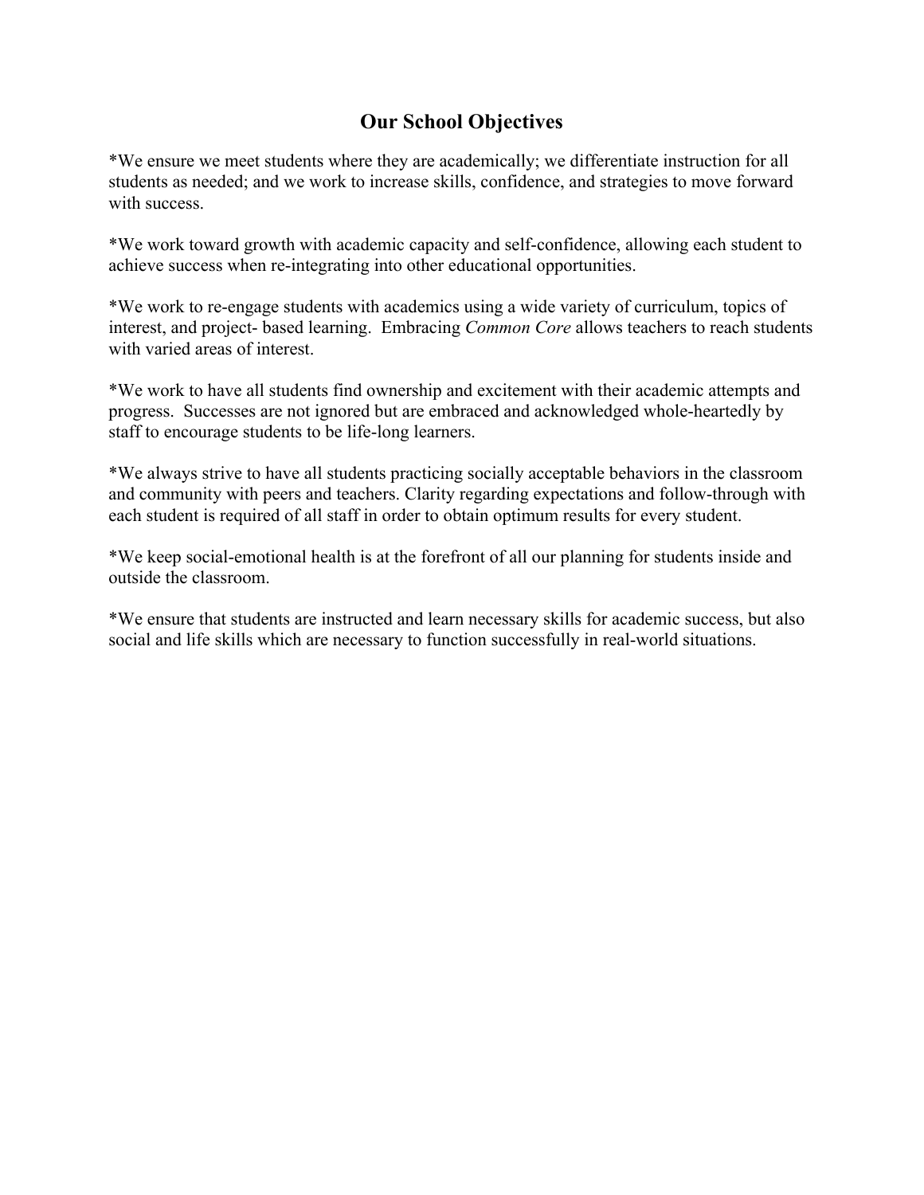## Our School Objectives

*We ensure we meet students where they are academically; we differentiate instruction for all students as needed; and we work to increase skills, confidence, and strategies to move forward with success.

*We work toward growth with academic capacity and self-confidence, allowing each student to achieve success when re-integrating into other educational opportunities.

*We work to re-engage students with academics using a wide variety of curriculum, topics of interest, and project- based learning. Embracing *Common Core* allows teachers to reach students with varied areas of interest.

*We work to have all students find ownership and excitement with their academic attempts and progress. Successes are not ignored but are embraced and acknowledged whole-heartedly by staff to encourage students to be life-long learners.

*We always strive to have all students practicing socially acceptable behaviors in the classroom and community with peers and teachers. Clarity regarding expectations and follow-through with each student is required of all staff in order to obtain optimum results for every student.

*We keep social-emotional health is at the forefront of all our planning for students inside and outside the classroom.

*We ensure that students are instructed and learn necessary skills for academic success, but also social and life skills which are necessary to function successfully in real-world situations.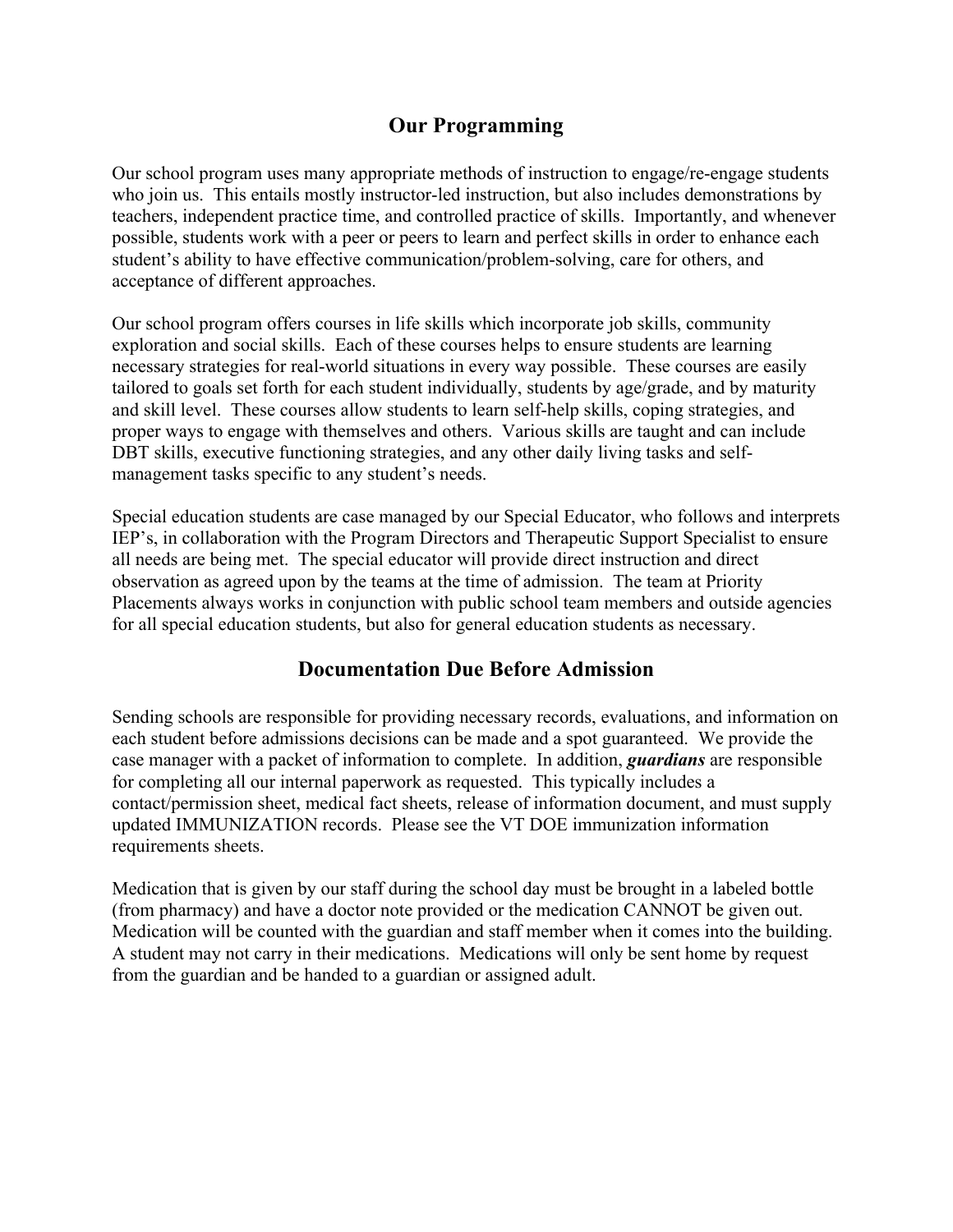## Our Programming

Our school program uses many appropriate methods of instruction to engage/re-engage students who join us. This entails mostly instructor-led instruction, but also includes demonstrations by teachers, independent practice time, and controlled practice of skills. Importantly, and whenever possible, students work with a peer or peers to learn and perfect skills in order to enhance each student's ability to have effective communication/problem-solving, care for others, and acceptance of different approaches.

Our school program offers courses in life skills which incorporate job skills, community exploration and social skills. Each of these courses helps to ensure students are learning necessary strategies for real-world situations in every way possible. These courses are easily tailored to goals set forth for each student individually, students by age/grade, and by maturity and skill level. These courses allow students to learn self-help skills, coping strategies, and proper ways to engage with themselves and others. Various skills are taught and can include DBT skills, executive functioning strategies, and any other daily living tasks and self-management tasks specific to any student's needs.

Special education students are case managed by our Special Educator, who follows and interprets IEP's, in collaboration with the Program Directors and Therapeutic Support Specialist to ensure all needs are being met. The special educator will provide direct instruction and direct observation as agreed upon by the teams at the time of admission. The team at Priority Placements always works in conjunction with public school team members and outside agencies for all special education students, but also for general education students as necessary.

## Documentation Due Before Admission

Sending schools are responsible for providing necessary records, evaluations, and information on each student before admissions decisions can be made and a spot guaranteed. We provide the case manager with a packet of information to complete. In addition, ***guardians*** are responsible for completing all our internal paperwork as requested. This typically includes a contact/permission sheet, medical fact sheets, release of information document, and must supply updated IMMUNIZATION records. Please see the VT DOE immunization information requirements sheets.

Medication that is given by our staff during the school day must be brought in a labeled bottle (from pharmacy) and have a doctor note provided or the medication CANNOT be given out. Medication will be counted with the guardian and staff member when it comes into the building. A student may not carry in their medications. Medications will only be sent home by request from the guardian and be handed to a guardian or assigned adult.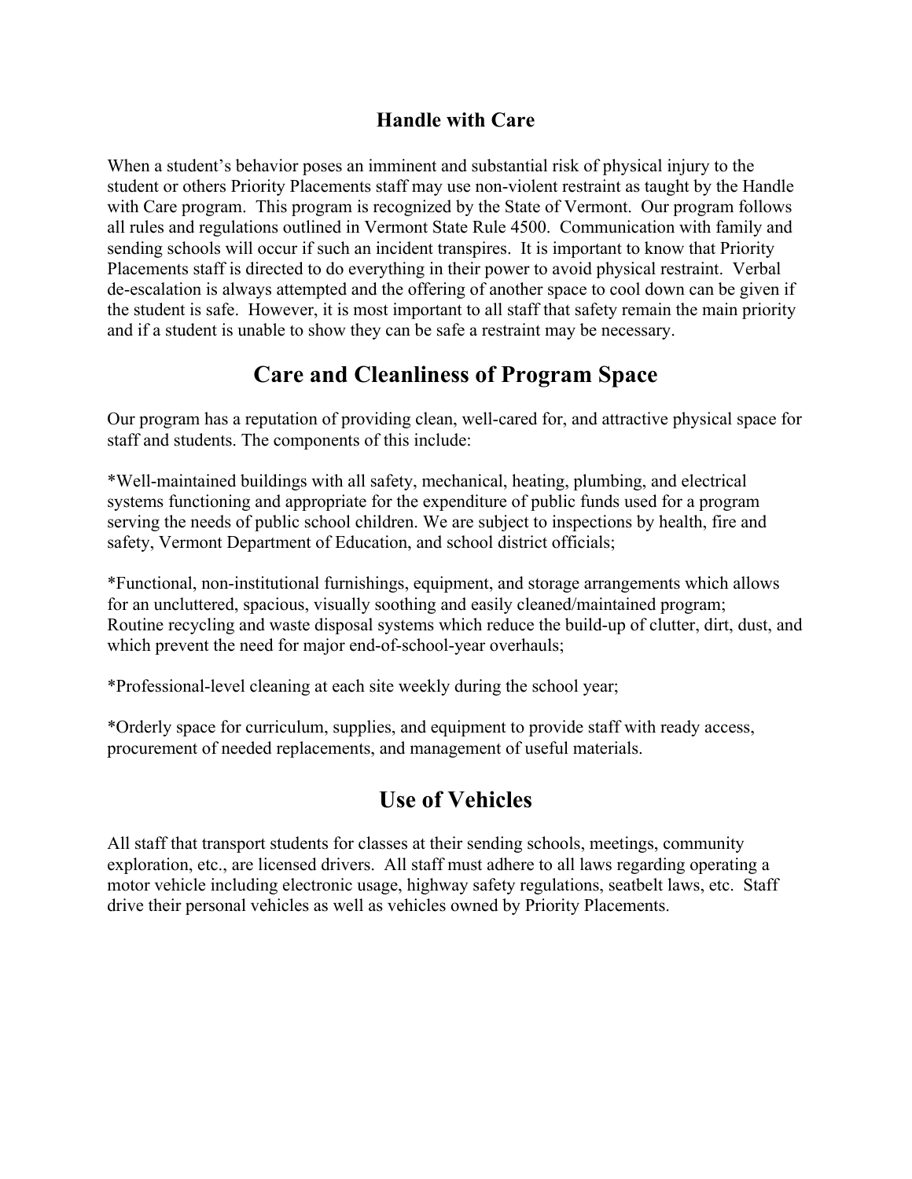### Handle with Care

When a student's behavior poses an imminent and substantial risk of physical injury to the student or others Priority Placements staff may use non-violent restraint as taught by the Handle with Care program. This program is recognized by the State of Vermont. Our program follows all rules and regulations outlined in Vermont State Rule 4500. Communication with family and sending schools will occur if such an incident transpires. It is important to know that Priority Placements staff is directed to do everything in their power to avoid physical restraint. Verbal de-escalation is always attempted and the offering of another space to cool down can be given if the student is safe. However, it is most important to all staff that safety remain the main priority and if a student is unable to show they can be safe a restraint may be necessary.

## Care and Cleanliness of Program Space

Our program has a reputation of providing clean, well-cared for, and attractive physical space for staff and students. The components of this include:

*Well-maintained buildings with all safety, mechanical, heating, plumbing, and electrical systems functioning and appropriate for the expenditure of public funds used for a program serving the needs of public school children. We are subject to inspections by health, fire and safety, Vermont Department of Education, and school district officials;

*Functional, non-institutional furnishings, equipment, and storage arrangements which allows for an uncluttered, spacious, visually soothing and easily cleaned/maintained program; Routine recycling and waste disposal systems which reduce the build-up of clutter, dirt, dust, and which prevent the need for major end-of-school-year overhauls;

*Professional-level cleaning at each site weekly during the school year;

*Orderly space for curriculum, supplies, and equipment to provide staff with ready access, procurement of needed replacements, and management of useful materials.

## Use of Vehicles

All staff that transport students for classes at their sending schools, meetings, community exploration, etc., are licensed drivers. All staff must adhere to all laws regarding operating a motor vehicle including electronic usage, highway safety regulations, seatbelt laws, etc. Staff drive their personal vehicles as well as vehicles owned by Priority Placements.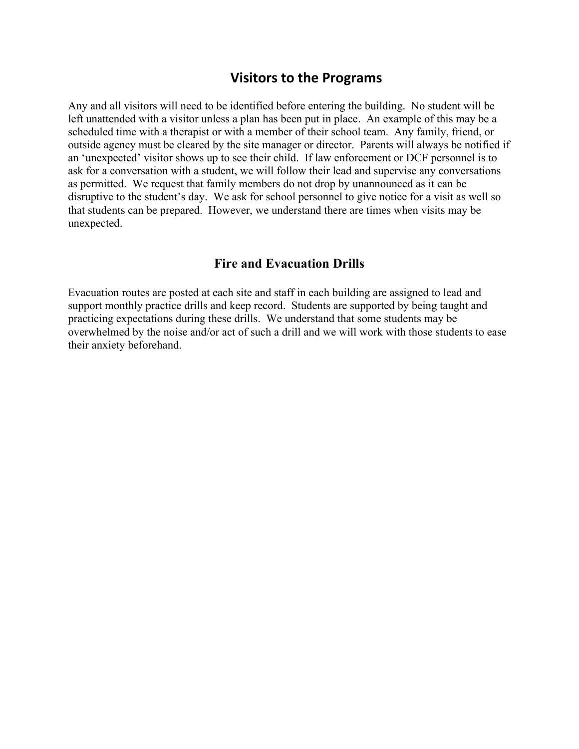## Visitors to the Programs

Any and all visitors will need to be identified before entering the building. No student will be left unattended with a visitor unless a plan has been put in place. An example of this may be a scheduled time with a therapist or with a member of their school team. Any family, friend, or outside agency must be cleared by the site manager or director. Parents will always be notified if an 'unexpected' visitor shows up to see their child. If law enforcement or DCF personnel is to ask for a conversation with a student, we will follow their lead and supervise any conversations as permitted. We request that family members do not drop by unannounced as it can be disruptive to the student's day. We ask for school personnel to give notice for a visit as well so that students can be prepared. However, we understand there are times when visits may be unexpected.

## Fire and Evacuation Drills

Evacuation routes are posted at each site and staff in each building are assigned to lead and support monthly practice drills and keep record. Students are supported by being taught and practicing expectations during these drills. We understand that some students may be overwhelmed by the noise and/or act of such a drill and we will work with those students to ease their anxiety beforehand.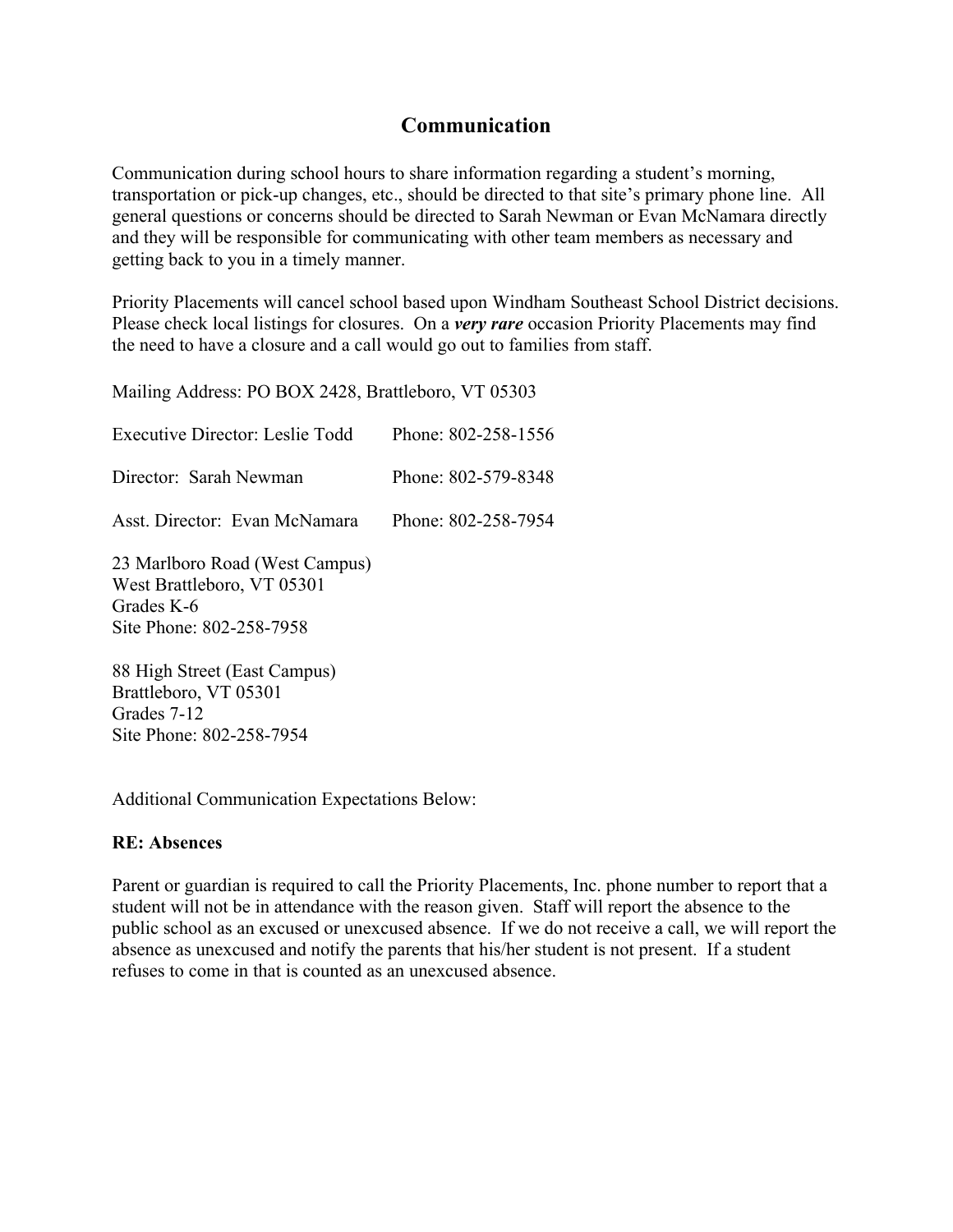## Communication

Communication during school hours to share information regarding a student's morning, transportation or pick-up changes, etc., should be directed to that site's primary phone line. All general questions or concerns should be directed to Sarah Newman or Evan McNamara directly and they will be responsible for communicating with other team members as necessary and getting back to you in a timely manner.

Priority Placements will cancel school based upon Windham Southeast School District decisions. Please check local listings for closures. On a ***very rare*** occasion Priority Placements may find the need to have a closure and a call would go out to families from staff.

Mailing Address: PO BOX 2428, Brattleboro, VT 05303

Executive Director: Leslie Todd Phone: 802-258-1556

Director: Sarah Newman Phone: 802-579-8348

Asst. Director: Evan McNamara Phone: 802-258-7954

23 Marlboro Road (West Campus)
West Brattleboro, VT 05301
Grades K-6
Site Phone: 802-258-7958

88 High Street (East Campus)
Brattleboro, VT 05301
Grades 7-12
Site Phone: 802-258-7954

Additional Communication Expectations Below:

**RE: Absences**

Parent or guardian is required to call the Priority Placements, Inc. phone number to report that a student will not be in attendance with the reason given. Staff will report the absence to the public school as an excused or unexcused absence. If we do not receive a call, we will report the absence as unexcused and notify the parents that his/her student is not present. If a student refuses to come in that is counted as an unexcused absence.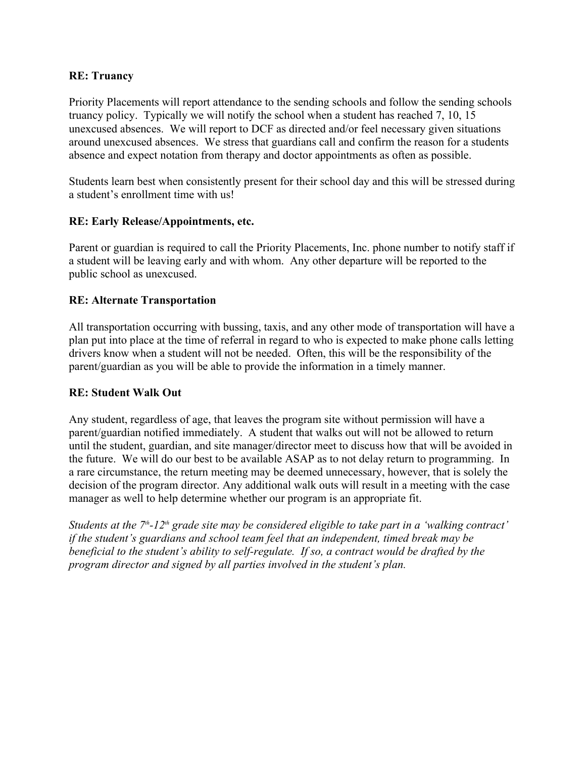**RE: Truancy**

Priority Placements will report attendance to the sending schools and follow the sending schools truancy policy. Typically we will notify the school when a student has reached 7, 10, 15 unexcused absences. We will report to DCF as directed and/or feel necessary given situations around unexcused absences. We stress that guardians call and confirm the reason for a students absence and expect notation from therapy and doctor appointments as often as possible.

Students learn best when consistently present for their school day and this will be stressed during a student's enrollment time with us!

**RE: Early Release/Appointments, etc.**

Parent or guardian is required to call the Priority Placements, Inc. phone number to notify staff if a student will be leaving early and with whom. Any other departure will be reported to the public school as unexcused.

**RE: Alternate Transportation**

All transportation occurring with bussing, taxis, and any other mode of transportation will have a plan put into place at the time of referral in regard to who is expected to make phone calls letting drivers know when a student will not be needed. Often, this will be the responsibility of the parent/guardian as you will be able to provide the information in a timely manner.

**RE: Student Walk Out**

Any student, regardless of age, that leaves the program site without permission will have a parent/guardian notified immediately. A student that walks out will not be allowed to return until the student, guardian, and site manager/director meet to discuss how that will be avoided in the future. We will do our best to be available ASAP as to not delay return to programming. In a rare circumstance, the return meeting may be deemed unnecessary, however, that is solely the decision of the program director. Any additional walk outs will result in a meeting with the case manager as well to help determine whether our program is an appropriate fit.

*Students at the 7th-12th grade site may be considered eligible to take part in a 'walking contract' if the student's guardians and school team feel that an independent, timed break may be beneficial to the student's ability to self-regulate. If so, a contract would be drafted by the program director and signed by all parties involved in the student's plan.*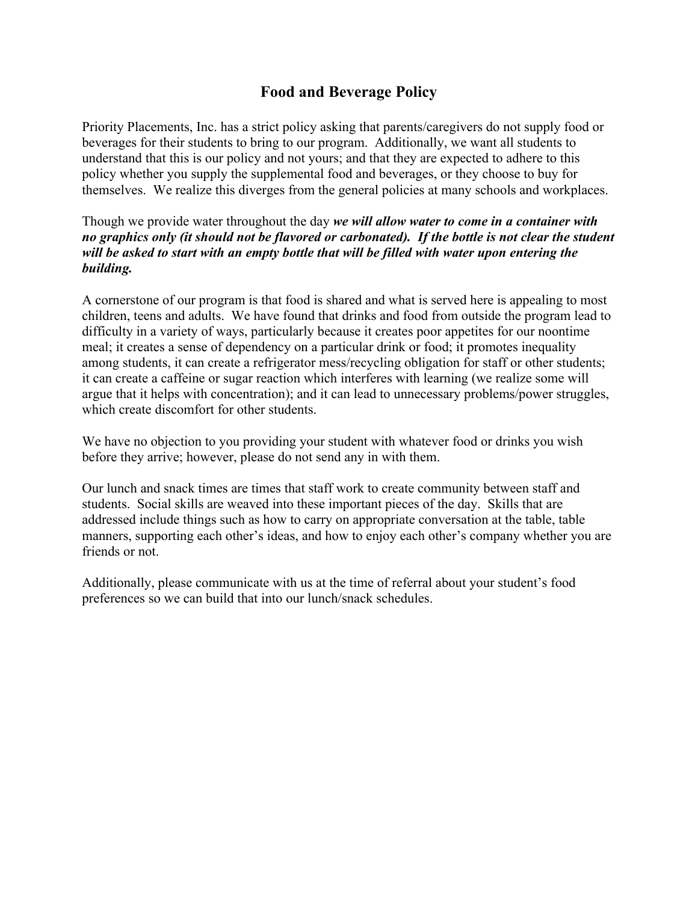## Food and Beverage Policy

Priority Placements, Inc. has a strict policy asking that parents/caregivers do not supply food or beverages for their students to bring to our program. Additionally, we want all students to understand that this is our policy and not yours; and that they are expected to adhere to this policy whether you supply the supplemental food and beverages, or they choose to buy for themselves. We realize this diverges from the general policies at many schools and workplaces.

Though we provide water throughout the day ***we will allow water to come in a container with no graphics only (it should not be flavored or carbonated). If the bottle is not clear the student will be asked to start with an empty bottle that will be filled with water upon entering the building.***

A cornerstone of our program is that food is shared and what is served here is appealing to most children, teens and adults. We have found that drinks and food from outside the program lead to difficulty in a variety of ways, particularly because it creates poor appetites for our noontime meal; it creates a sense of dependency on a particular drink or food; it promotes inequality among students, it can create a refrigerator mess/recycling obligation for staff or other students; it can create a caffeine or sugar reaction which interferes with learning (we realize some will argue that it helps with concentration); and it can lead to unnecessary problems/power struggles, which create discomfort for other students.

We have no objection to you providing your student with whatever food or drinks you wish before they arrive; however, please do not send any in with them.

Our lunch and snack times are times that staff work to create community between staff and students. Social skills are weaved into these important pieces of the day. Skills that are addressed include things such as how to carry on appropriate conversation at the table, table manners, supporting each other's ideas, and how to enjoy each other's company whether you are friends or not.

Additionally, please communicate with us at the time of referral about your student's food preferences so we can build that into our lunch/snack schedules.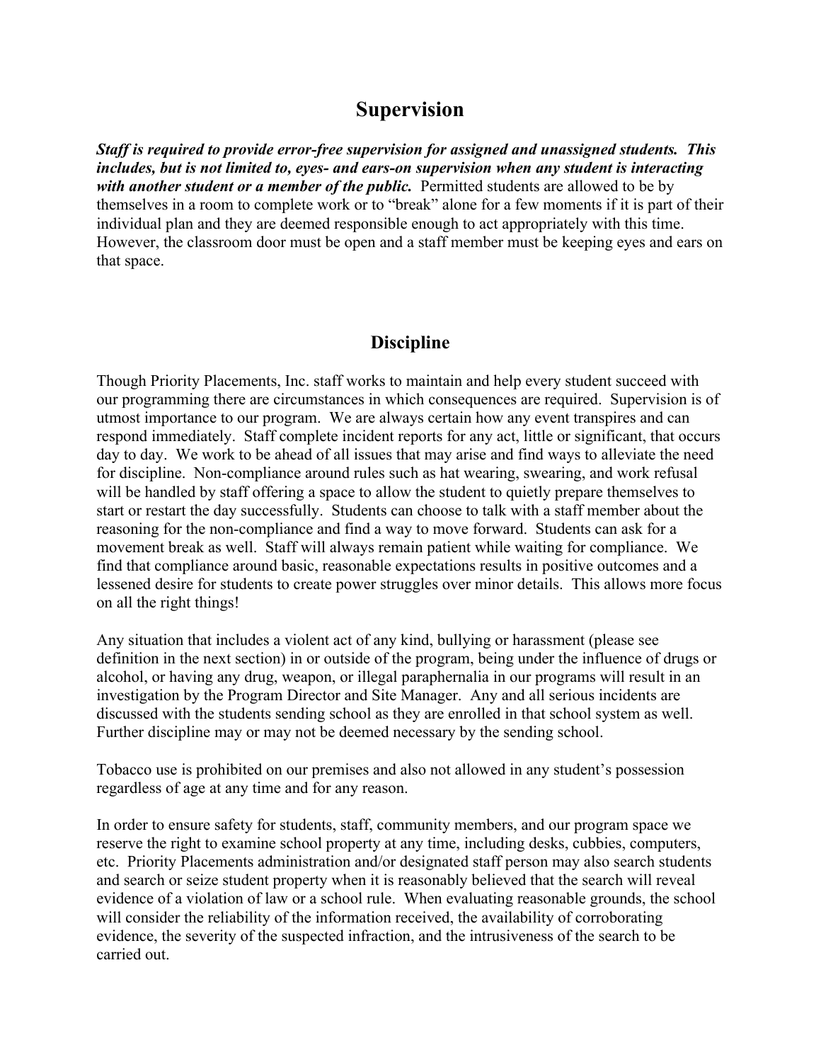## Supervision

***Staff is required to provide error-free supervision for assigned and unassigned students. This includes, but is not limited to, eyes- and ears-on supervision when any student is interacting with another student or a member of the public.*** Permitted students are allowed to be by themselves in a room to complete work or to "break" alone for a few moments if it is part of their individual plan and they are deemed responsible enough to act appropriately with this time. However, the classroom door must be open and a staff member must be keeping eyes and ears on that space.

## Discipline

Though Priority Placements, Inc. staff works to maintain and help every student succeed with our programming there are circumstances in which consequences are required. Supervision is of utmost importance to our program. We are always certain how any event transpires and can respond immediately. Staff complete incident reports for any act, little or significant, that occurs day to day. We work to be ahead of all issues that may arise and find ways to alleviate the need for discipline. Non-compliance around rules such as hat wearing, swearing, and work refusal will be handled by staff offering a space to allow the student to quietly prepare themselves to start or restart the day successfully. Students can choose to talk with a staff member about the reasoning for the non-compliance and find a way to move forward. Students can ask for a movement break as well. Staff will always remain patient while waiting for compliance. We find that compliance around basic, reasonable expectations results in positive outcomes and a lessened desire for students to create power struggles over minor details. This allows more focus on all the right things!

Any situation that includes a violent act of any kind, bullying or harassment (please see definition in the next section) in or outside of the program, being under the influence of drugs or alcohol, or having any drug, weapon, or illegal paraphernalia in our programs will result in an investigation by the Program Director and Site Manager. Any and all serious incidents are discussed with the students sending school as they are enrolled in that school system as well. Further discipline may or may not be deemed necessary by the sending school.

Tobacco use is prohibited on our premises and also not allowed in any student's possession regardless of age at any time and for any reason.

In order to ensure safety for students, staff, community members, and our program space we reserve the right to examine school property at any time, including desks, cubbies, computers, etc. Priority Placements administration and/or designated staff person may also search students and search or seize student property when it is reasonably believed that the search will reveal evidence of a violation of law or a school rule. When evaluating reasonable grounds, the school will consider the reliability of the information received, the availability of corroborating evidence, the severity of the suspected infraction, and the intrusiveness of the search to be carried out.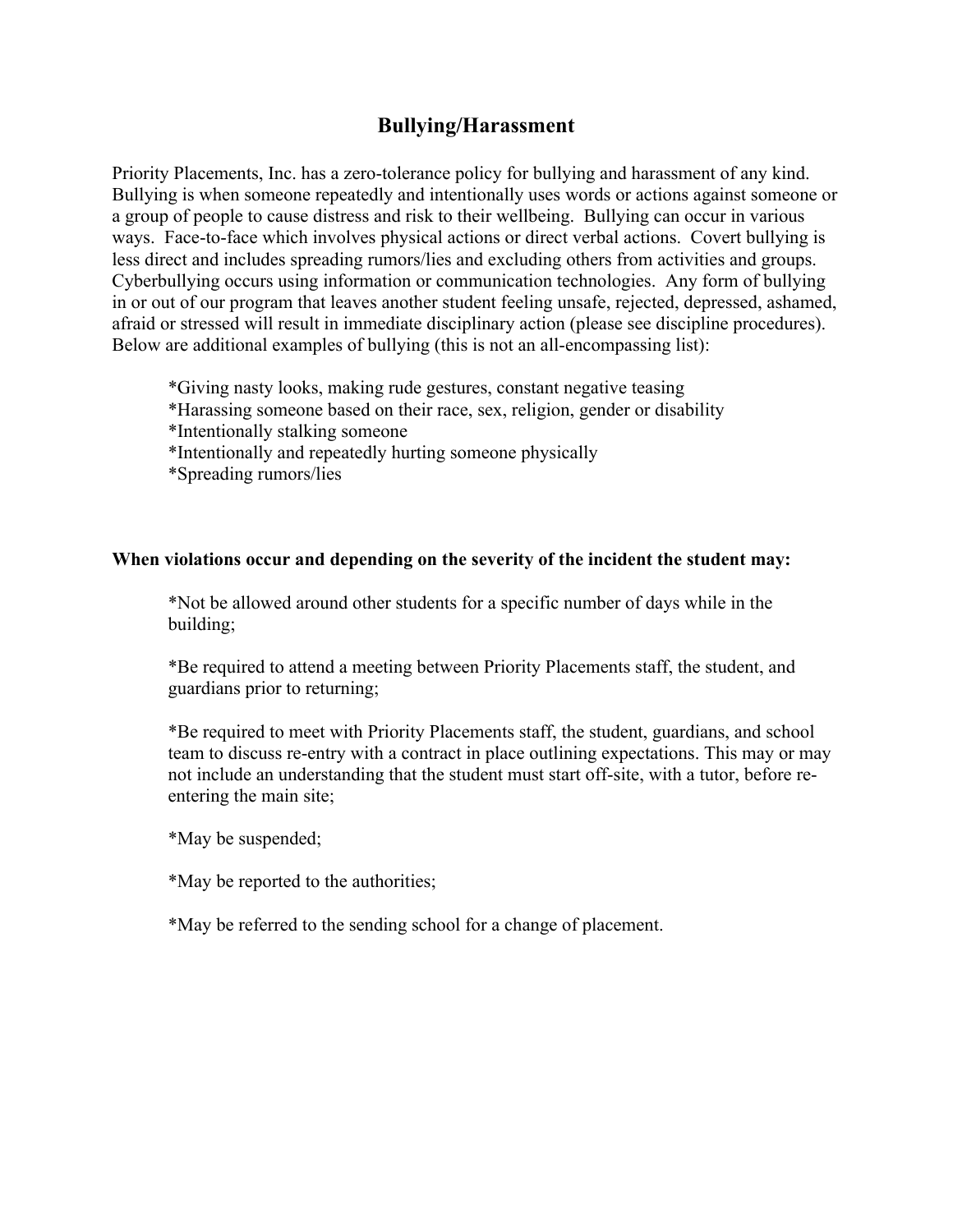# Bullying/Harassment

Priority Placements, Inc. has a zero-tolerance policy for bullying and harassment of any kind. Bullying is when someone repeatedly and intentionally uses words or actions against someone or a group of people to cause distress and risk to their wellbeing. Bullying can occur in various ways. Face-to-face which involves physical actions or direct verbal actions. Covert bullying is less direct and includes spreading rumors/lies and excluding others from activities and groups. Cyberbullying occurs using information or communication technologies. Any form of bullying in or out of our program that leaves another student feeling unsafe, rejected, depressed, ashamed, afraid or stressed will result in immediate disciplinary action (please see discipline procedures). Below are additional examples of bullying (this is not an all-encompassing list):

*Giving nasty looks, making rude gestures, constant negative teasing
*Harassing someone based on their race, sex, religion, gender or disability
*Intentionally stalking someone
*Intentionally and repeatedly hurting someone physically
*Spreading rumors/lies

**When violations occur and depending on the severity of the incident the student may:**

*Not be allowed around other students for a specific number of days while in the building;

*Be required to attend a meeting between Priority Placements staff, the student, and guardians prior to returning;

*Be required to meet with Priority Placements staff, the student, guardians, and school team to discuss re-entry with a contract in place outlining expectations. This may or may not include an understanding that the student must start off-site, with a tutor, before re-entering the main site;

*May be suspended;

*May be reported to the authorities;

*May be referred to the sending school for a change of placement.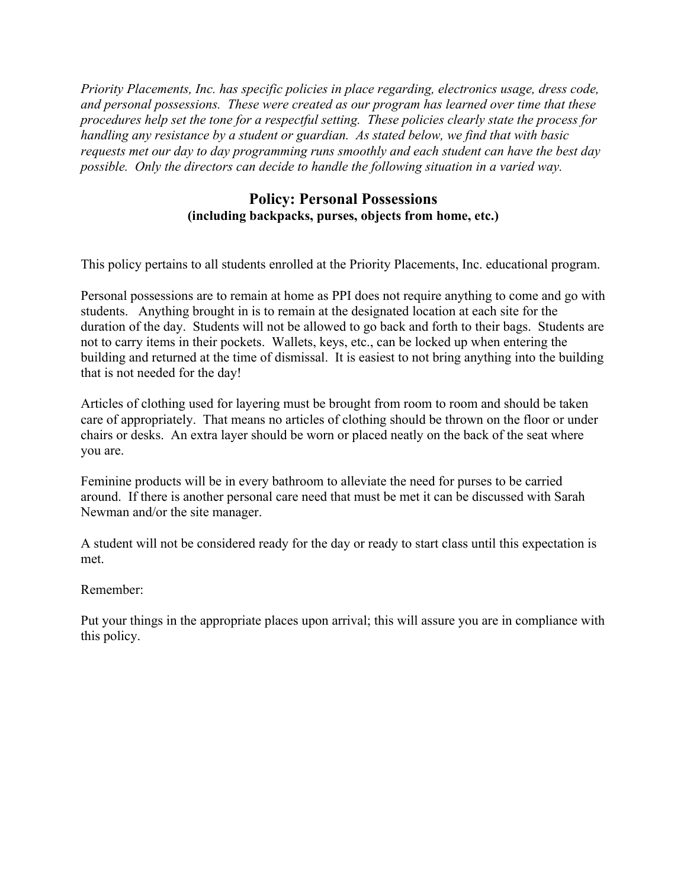*Priority Placements, Inc. has specific policies in place regarding, electronics usage, dress code, and personal possessions. These were created as our program has learned over time that these procedures help set the tone for a respectful setting. These policies clearly state the process for handling any resistance by a student or guardian. As stated below, we find that with basic requests met our day to day programming runs smoothly and each student can have the best day possible. Only the directors can decide to handle the following situation in a varied way.*

## Policy: Personal Possessions

**(including backpacks, purses, objects from home, etc.)**

This policy pertains to all students enrolled at the Priority Placements, Inc. educational program.

Personal possessions are to remain at home as PPI does not require anything to come and go with students. Anything brought in is to remain at the designated location at each site for the duration of the day. Students will not be allowed to go back and forth to their bags. Students are not to carry items in their pockets. Wallets, keys, etc., can be locked up when entering the building and returned at the time of dismissal. It is easiest to not bring anything into the building that is not needed for the day!

Articles of clothing used for layering must be brought from room to room and should be taken care of appropriately. That means no articles of clothing should be thrown on the floor or under chairs or desks. An extra layer should be worn or placed neatly on the back of the seat where you are.

Feminine products will be in every bathroom to alleviate the need for purses to be carried around. If there is another personal care need that must be met it can be discussed with Sarah Newman and/or the site manager.

A student will not be considered ready for the day or ready to start class until this expectation is met.

Remember:

Put your things in the appropriate places upon arrival; this will assure you are in compliance with this policy.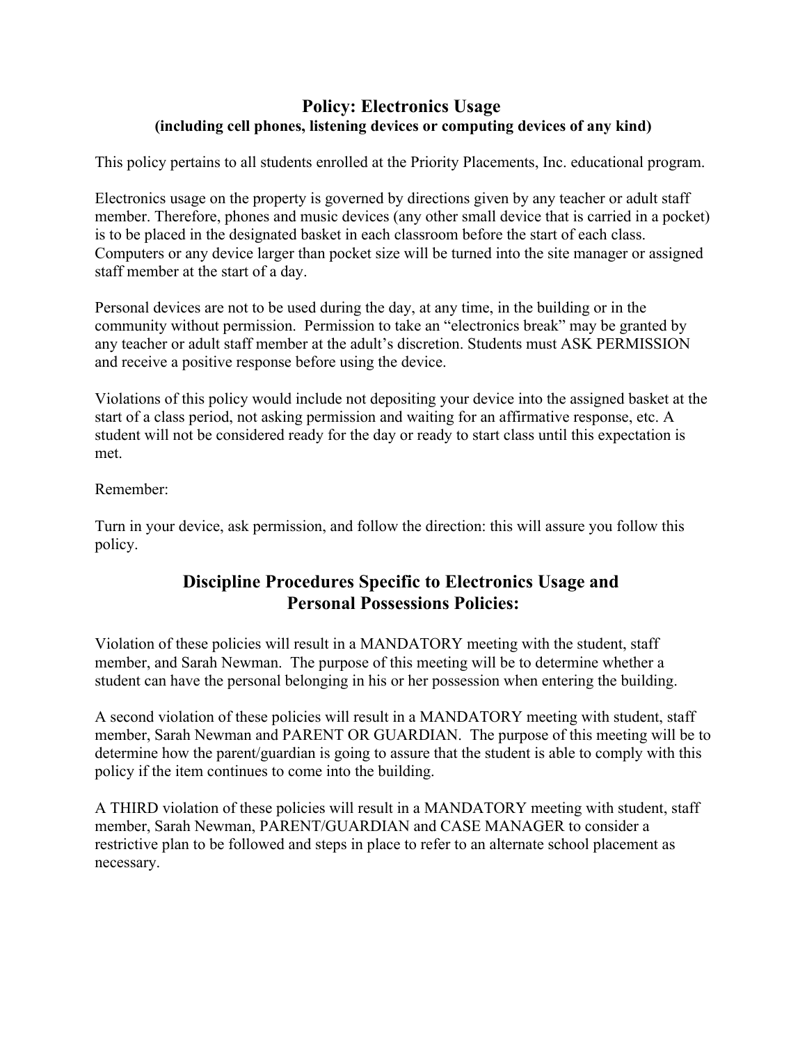## Policy: Electronics Usage

**(including cell phones, listening devices or computing devices of any kind)**

This policy pertains to all students enrolled at the Priority Placements, Inc. educational program.

Electronics usage on the property is governed by directions given by any teacher or adult staff member. Therefore, phones and music devices (any other small device that is carried in a pocket) is to be placed in the designated basket in each classroom before the start of each class. Computers or any device larger than pocket size will be turned into the site manager or assigned staff member at the start of a day.

Personal devices are not to be used during the day, at any time, in the building or in the community without permission. Permission to take an "electronics break" may be granted by any teacher or adult staff member at the adult's discretion. Students must ASK PERMISSION and receive a positive response before using the device.

Violations of this policy would include not depositing your device into the assigned basket at the start of a class period, not asking permission and waiting for an affirmative response, etc. A student will not be considered ready for the day or ready to start class until this expectation is met.

Remember:

Turn in your device, ask permission, and follow the direction: this will assure you follow this policy.

## Discipline Procedures Specific to Electronics Usage and Personal Possessions Policies:

Violation of these policies will result in a MANDATORY meeting with the student, staff member, and Sarah Newman. The purpose of this meeting will be to determine whether a student can have the personal belonging in his or her possession when entering the building.

A second violation of these policies will result in a MANDATORY meeting with student, staff member, Sarah Newman and PARENT OR GUARDIAN. The purpose of this meeting will be to determine how the parent/guardian is going to assure that the student is able to comply with this policy if the item continues to come into the building.

A THIRD violation of these policies will result in a MANDATORY meeting with student, staff member, Sarah Newman, PARENT/GUARDIAN and CASE MANAGER to consider a restrictive plan to be followed and steps in place to refer to an alternate school placement as necessary.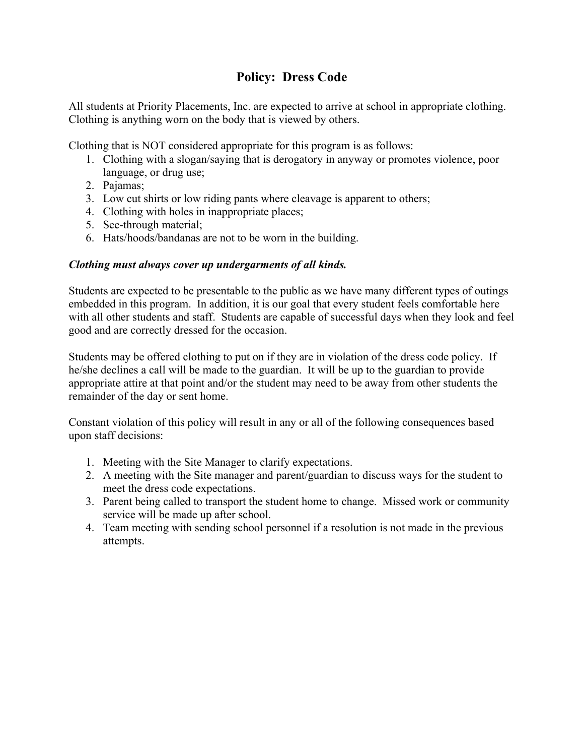# Policy: Dress Code

All students at Priority Placements, Inc. are expected to arrive at school in appropriate clothing. Clothing is anything worn on the body that is viewed by others.

Clothing that is NOT considered appropriate for this program is as follows:

1. Clothing with a slogan/saying that is derogatory in anyway or promotes violence, poor language, or drug use;
2. Pajamas;
3. Low cut shirts or low riding pants where cleavage is apparent to others;
4. Clothing with holes in inappropriate places;
5. See-through material;
6. Hats/hoods/bandanas are not to be worn in the building.

***Clothing must always cover up undergarments of all kinds.***

Students are expected to be presentable to the public as we have many different types of outings embedded in this program. In addition, it is our goal that every student feels comfortable here with all other students and staff. Students are capable of successful days when they look and feel good and are correctly dressed for the occasion.

Students may be offered clothing to put on if they are in violation of the dress code policy. If he/she declines a call will be made to the guardian. It will be up to the guardian to provide appropriate attire at that point and/or the student may need to be away from other students the remainder of the day or sent home.

Constant violation of this policy will result in any or all of the following consequences based upon staff decisions:

1. Meeting with the Site Manager to clarify expectations.
2. A meeting with the Site manager and parent/guardian to discuss ways for the student to meet the dress code expectations.
3. Parent being called to transport the student home to change. Missed work or community service will be made up after school.
4. Team meeting with sending school personnel if a resolution is not made in the previous attempts.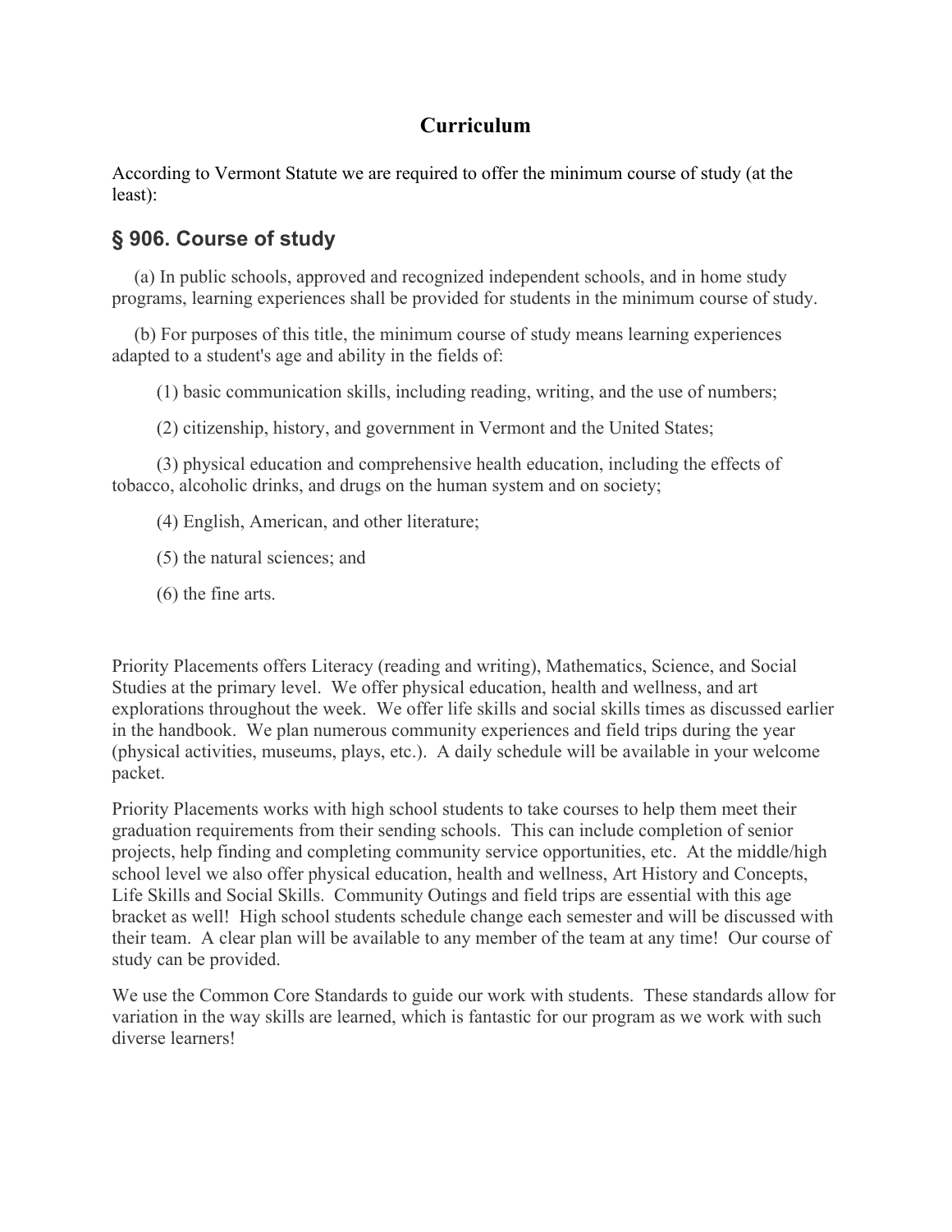# Curriculum

According to Vermont Statute we are required to offer the minimum course of study (at the least):

## § 906. Course of study

(a) In public schools, approved and recognized independent schools, and in home study programs, learning experiences shall be provided for students in the minimum course of study.

(b) For purposes of this title, the minimum course of study means learning experiences adapted to a student's age and ability in the fields of:

(1) basic communication skills, including reading, writing, and the use of numbers;

(2) citizenship, history, and government in Vermont and the United States;

(3) physical education and comprehensive health education, including the effects of tobacco, alcoholic drinks, and drugs on the human system and on society;

(4) English, American, and other literature;

(5) the natural sciences; and

(6) the fine arts.

Priority Placements offers Literacy (reading and writing), Mathematics, Science, and Social Studies at the primary level. We offer physical education, health and wellness, and art explorations throughout the week. We offer life skills and social skills times as discussed earlier in the handbook. We plan numerous community experiences and field trips during the year (physical activities, museums, plays, etc.). A daily schedule will be available in your welcome packet.

Priority Placements works with high school students to take courses to help them meet their graduation requirements from their sending schools. This can include completion of senior projects, help finding and completing community service opportunities, etc. At the middle/high school level we also offer physical education, health and wellness, Art History and Concepts, Life Skills and Social Skills. Community Outings and field trips are essential with this age bracket as well! High school students schedule change each semester and will be discussed with their team. A clear plan will be available to any member of the team at any time! Our course of study can be provided.

We use the Common Core Standards to guide our work with students. These standards allow for variation in the way skills are learned, which is fantastic for our program as we work with such diverse learners!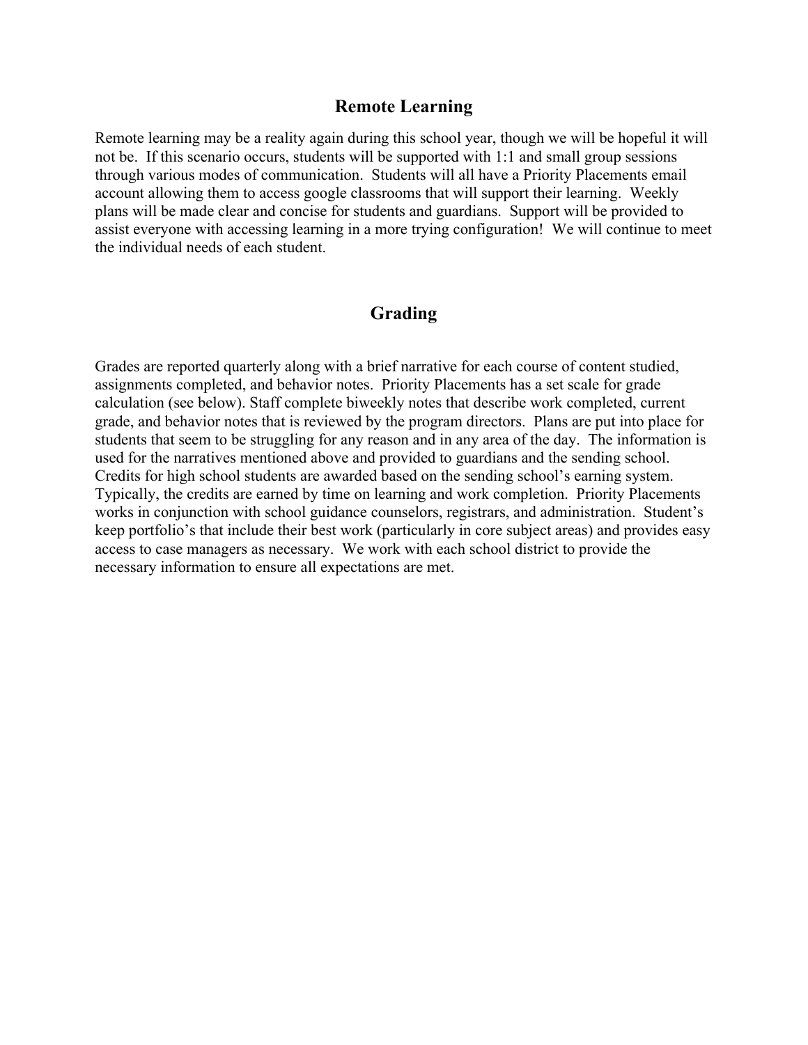## Remote Learning

Remote learning may be a reality again during this school year, though we will be hopeful it will not be. If this scenario occurs, students will be supported with 1:1 and small group sessions through various modes of communication. Students will all have a Priority Placements email account allowing them to access google classrooms that will support their learning. Weekly plans will be made clear and concise for students and guardians. Support will be provided to assist everyone with accessing learning in a more trying configuration! We will continue to meet the individual needs of each student.

## Grading

Grades are reported quarterly along with a brief narrative for each course of content studied, assignments completed, and behavior notes. Priority Placements has a set scale for grade calculation (see below). Staff complete biweekly notes that describe work completed, current grade, and behavior notes that is reviewed by the program directors. Plans are put into place for students that seem to be struggling for any reason and in any area of the day. The information is used for the narratives mentioned above and provided to guardians and the sending school. Credits for high school students are awarded based on the sending school's earning system. Typically, the credits are earned by time on learning and work completion. Priority Placements works in conjunction with school guidance counselors, registrars, and administration. Student's keep portfolio's that include their best work (particularly in core subject areas) and provides easy access to case managers as necessary. We work with each school district to provide the necessary information to ensure all expectations are met.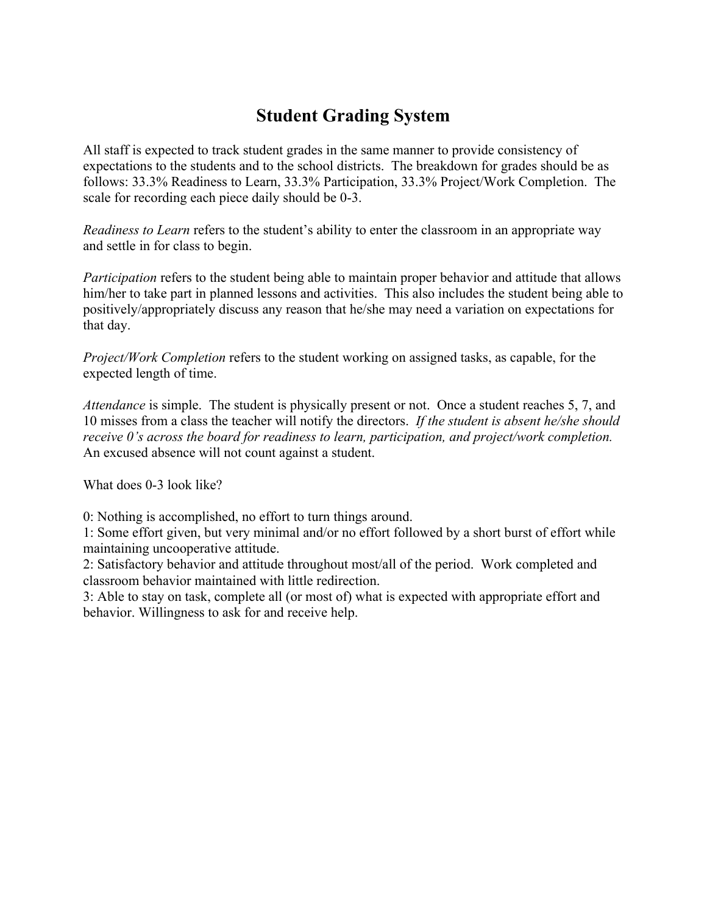# Student Grading System

All staff is expected to track student grades in the same manner to provide consistency of expectations to the students and to the school districts. The breakdown for grades should be as follows: 33.3% Readiness to Learn, 33.3% Participation, 33.3% Project/Work Completion. The scale for recording each piece daily should be 0-3.

*Readiness to Learn* refers to the student's ability to enter the classroom in an appropriate way and settle in for class to begin.

*Participation* refers to the student being able to maintain proper behavior and attitude that allows him/her to take part in planned lessons and activities. This also includes the student being able to positively/appropriately discuss any reason that he/she may need a variation on expectations for that day.

*Project/Work Completion* refers to the student working on assigned tasks, as capable, for the expected length of time.

*Attendance* is simple. The student is physically present or not. Once a student reaches 5, 7, and 10 misses from a class the teacher will notify the directors. *If the student is absent he/she should receive 0's across the board for readiness to learn, participation, and project/work completion.* An excused absence will not count against a student.

What does 0-3 look like?

0: Nothing is accomplished, no effort to turn things around.
1: Some effort given, but very minimal and/or no effort followed by a short burst of effort while maintaining uncooperative attitude.
2: Satisfactory behavior and attitude throughout most/all of the period. Work completed and classroom behavior maintained with little redirection.
3: Able to stay on task, complete all (or most of) what is expected with appropriate effort and behavior. Willingness to ask for and receive help.